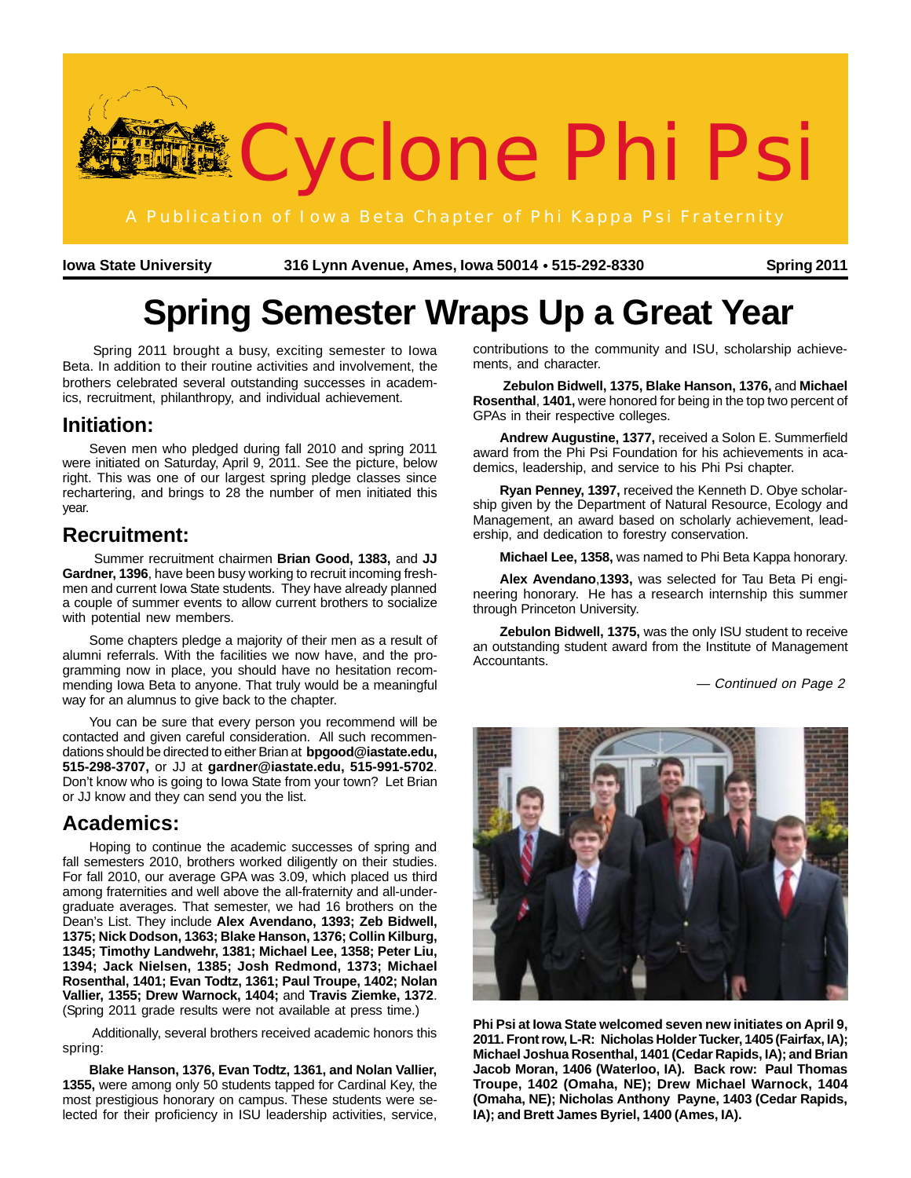# Cyclone Phi Psi

A Publication of Iowa Beta Chapter of Phi Kappa Psi Fraternity

**Iowa State University** **316 Lynn Avenue, Ames, Iowa 50014 • 515-292-8330** **Spring 2011**

# Spring Semester Wraps Up a Great Year

Spring 2011 brought a busy, exciting semester to Iowa Beta. In addition to their routine activities and involvement, the brothers celebrated several outstanding successes in academics, recruitment, philanthropy, and individual achievement.

## Initiation:

Seven men who pledged during fall 2010 and spring 2011 were initiated on Saturday, April 9, 2011. See the picture, below right. This was one of our largest spring pledge classes since rechartering, and brings to 28 the number of men initiated this year.

## Recruitment:

Summer recruitment chairmen **Brian Good, 1383,** and **JJ Gardner, 1396**, have been busy working to recruit incoming freshmen and current Iowa State students. They have already planned a couple of summer events to allow current brothers to socialize with potential new members.

Some chapters pledge a majority of their men as a result of alumni referrals. With the facilities we now have, and the programming now in place, you should have no hesitation recommending Iowa Beta to anyone. That truly would be a meaningful way for an alumnus to give back to the chapter.

You can be sure that every person you recommend will be contacted and given careful consideration. All such recommendations should be directed to either Brian at **bpgood@iastate.edu, 515-298-3707,** or JJ at **gardner@iastate.edu, 515-991-5702**. Don't know who is going to Iowa State from your town? Let Brian or JJ know and they can send you the list.

## Academics:

Hoping to continue the academic successes of spring and fall semesters 2010, brothers worked diligently on their studies. For fall 2010, our average GPA was 3.09, which placed us third among fraternities and well above the all-fraternity and all-undergraduate averages. That semester, we had 16 brothers on the Dean's List. They include **Alex Avendano, 1393; Zeb Bidwell, 1375; Nick Dodson, 1363; Blake Hanson, 1376; Collin Kilburg, 1345; Timothy Landwehr, 1381; Michael Lee, 1358; Peter Liu, 1394; Jack Nielsen, 1385; Josh Redmond, 1373; Michael Rosenthal, 1401; Evan Todtz, 1361; Paul Troupe, 1402; Nolan Vallier, 1355; Drew Warnock, 1404;** and **Travis Ziemke, 1372**. (Spring 2011 grade results were not available at press time.)

Additionally, several brothers received academic honors this spring:

**Blake Hanson, 1376, Evan Todtz, 1361, and Nolan Vallier, 1355,** were among only 50 students tapped for Cardinal Key, the most prestigious honorary on campus. These students were selected for their proficiency in ISU leadership activities, service, contributions to the community and ISU, scholarship achievements, and character.

**Zebulon Bidwell, 1375, Blake Hanson, 1376,** and **Michael Rosenthal**, **1401,** were honored for being in the top two percent of GPAs in their respective colleges.

**Andrew Augustine, 1377,** received a Solon E. Summerfield award from the Phi Psi Foundation for his achievements in academics, leadership, and service to his Phi Psi chapter.

**Ryan Penney, 1397,** received the Kenneth D. Obye scholarship given by the Department of Natural Resource, Ecology and Management, an award based on scholarly achievement, leadership, and dedication to forestry conservation.

**Michael Lee, 1358,** was named to Phi Beta Kappa honorary.

**Alex Avendano**,**1393,** was selected for Tau Beta Pi engineering honorary. He has a research internship this summer through Princeton University.

**Zebulon Bidwell, 1375,** was the only ISU student to receive an outstanding student award from the Institute of Management Accountants.

*— Continued on Page 2*

**Phi Psi at Iowa State welcomed seven new initiates on April 9, 2011. Front row, L-R: Nicholas Holder Tucker, 1405 (Fairfax, IA); Michael Joshua Rosenthal, 1401 (Cedar Rapids, IA); and Brian Jacob Moran, 1406 (Waterloo, IA). Back row: Paul Thomas Troupe, 1402 (Omaha, NE); Drew Michael Warnock, 1404 (Omaha, NE); Nicholas Anthony Payne, 1403 (Cedar Rapids, IA); and Brett James Byriel, 1400 (Ames, IA).**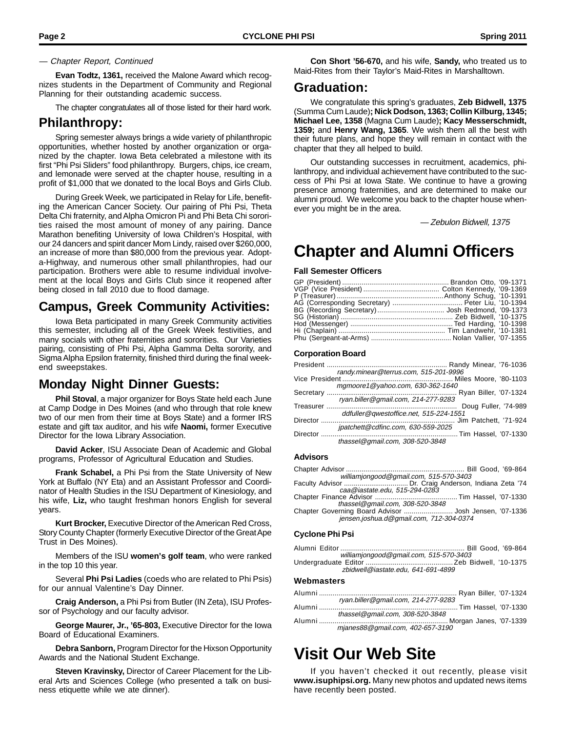*— Chapter Report, Continued*

**Evan Todtz, 1361,** received the Malone Award which recognizes students in the Department of Community and Regional Planning for their outstanding academic success.

The chapter congratulates all of those listed for their hard work.

## Philanthropy:

Spring semester always brings a wide variety of philanthropic opportunities, whether hosted by another organization or organized by the chapter. Iowa Beta celebrated a milestone with its first "Phi Psi Sliders" food philanthropy. Burgers, chips, ice cream, and lemonade were served at the chapter house, resulting in a profit of $1,000 that we donated to the local Boys and Girls Club.

During Greek Week, we participated in Relay for Life, benefiting the American Cancer Society. Our pairing of Phi Psi, Theta Delta Chi fraternity, and Alpha Omicron Pi and Phi Beta Chi sororities raised the most amount of money of any pairing. Dance Marathon benefiting University of Iowa Children's Hospital, with our 24 dancers and spirit dancer Mom Lindy, raised over $260,000, an increase of more than $80,000 from the previous year. Adopt-a-Highway, and numerous other small philanthropies, had our participation. Brothers were able to resume individual involvement at the local Boys and Girls Club since it reopened after being closed in fall 2010 due to flood damage.

## Campus, Greek Community Activities:

Iowa Beta participated in many Greek Community activities this semester, including all of the Greek Week festivities, and many socials with other fraternities and sororities. Our Varieties pairing, consisting of Phi Psi, Alpha Gamma Delta sorority, and Sigma Alpha Epsilon fraternity, finished third during the final weekend sweepstakes.

## Monday Night Dinner Guests:

**Phil Stoval**, a major organizer for Boys State held each June at Camp Dodge in Des Moines (and who through that role knew two of our men from their time at Boys State) and a former IRS estate and gift tax auditor, and his wife **Naomi,** former Executive Director for the Iowa Library Association.

**David Acker**, ISU Associate Dean of Academic and Global programs, Professor of Agricultural Education and Studies.

**Frank Schabel,** a Phi Psi from the State University of New York at Buffalo (NY Eta) and an Assistant Professor and Coordinator of Health Studies in the ISU Department of Kinesiology, and his wife, **Liz,** who taught freshman honors English for several years.

**Kurt Brocker,** Executive Director of the American Red Cross, Story County Chapter (formerly Executive Director of the Great Ape Trust in Des Moines).

Members of the ISU **women's golf team**, who were ranked in the top 10 this year.

Several **Phi Psi Ladies** (coeds who are related to Phi Psis) for our annual Valentine's Day Dinner.

**Craig Anderson,** a Phi Psi from Butler (IN Zeta), ISU Professor of Psychology and our faculty advisor.

**George Maurer, Jr., '65-803,** Executive Director for the Iowa Board of Educational Examiners.

**Debra Sanborn,** Program Director for the Hixson Opportunity Awards and the National Student Exchange.

**Steven Kravinsky,** Director of Career Placement for the Liberal Arts and Sciences College (who presented a talk on business etiquette while we ate dinner).

**Con Short '56-670,** and his wife, **Sandy,** who treated us to Maid-Rites from their Taylor's Maid-Rites in Marshalltown.

## Graduation:

We congratulate this spring's graduates, **Zeb Bidwell, 1375** (Summa Cum Laude)**; Nick Dodson, 1363; Collin Kilburg, 1345; Michael Lee, 1358** (Magna Cum Laude)**; Kacy Messerschmidt, 1359;** and **Henry Wang, 1365**. We wish them all the best with their future plans, and hope they will remain in contact with the chapter that they all helped to build.

Our outstanding successes in recruitment, academics, philanthropy, and individual achievement have contributed to the success of Phi Psi at Iowa State. We continue to have a growing presence among fraternities, and are determined to make our alumni proud. We welcome you back to the chapter house whenever you might be in the area.

*— Zebulon Bidwell, 1375*

# Chapter and Alumni Officers

### Fall Semester Officers

GP (President) .......... Brandon Otto, '09-1371
VGP (Vice President) .......... Colton Kennedy, '09-1369
P (Treasurer) .......... Anthony Schug, '10-1391
AG (Corresponding Secretary) .......... Peter Liu, '10-1394
BG (Recording Secretary) .......... Josh Redmond, '09-1373
SG (Historian) .......... Zeb Bidwell, '10-1375
Hod (Messenger) .......... Ted Harding, '10-1398
Hi (Chaplain) .......... Tim Landwehr, '10-1381
Phu (Sergeant-at-Arms) .......... Nolan Vallier, '07-1355

### Corporation Board

President .......... Randy Minear, '76-1036
*randy.minear@terrus.com, 515-201-9996*
Vice President .......... Miles Moore, '80-1103
*mgmoore1@yahoo.com, 630-362-1640*
Secretary .......... Ryan Biller, '07-1324
*ryan.biller@gmail.com, 214-277-9283*
Treasurer .......... Doug Fuller, '74-989
*ddfuller@qwestoffice.net, 515-224-1551*
Director .......... Jim Patchett, '71-924
*jpatchett@cdfinc.com, 630-559-2025*
Director .......... Tim Hassel, '07-1330
*thassel@gmail.com, 308-520-3848*

### Advisors

Chapter Advisor .......... Bill Good, '69-864
*williamjongood@gmail.com, 515-570-3403*
Faculty Advisor .......... Dr. Craig Anderson, Indiana Zeta '74
*caa@iastate.edu, 515-294-0283*
Chapter Finance Advisor .......... Tim Hassel, '07-1330
*thassel@gmail.com, 308-520-3848*
Chapter Governing Board Advisor .......... Josh Jensen, '07-1336
*jensen.joshua.d@gmail.com, 712-304-0374*

### Cyclone Phi Psi

Alumni Editor .......... Bill Good, '69-864
*williamjongood@gmail.com, 515-570-3403*
Undergraduate Editor .......... Zeb Bidwell, '10-1375
*zbidwell@iastate.edu, 641-691-4899*

### Webmasters

Alumni .......... Ryan Biller, '07-1324
*ryan.biller@gmail.com, 214-277-9283*
Alumni .......... Tim Hassel, '07-1330
*thassel@gmail.com, 308-520-3848*
Alumni .......... Morgan Janes, '07-1339
*mjanes88@gmail.com, 402-657-3190*

# Visit Our Web Site

If you haven't checked it out recently, please visit **www.isuphipsi.org.** Many new photos and updated news items have recently been posted.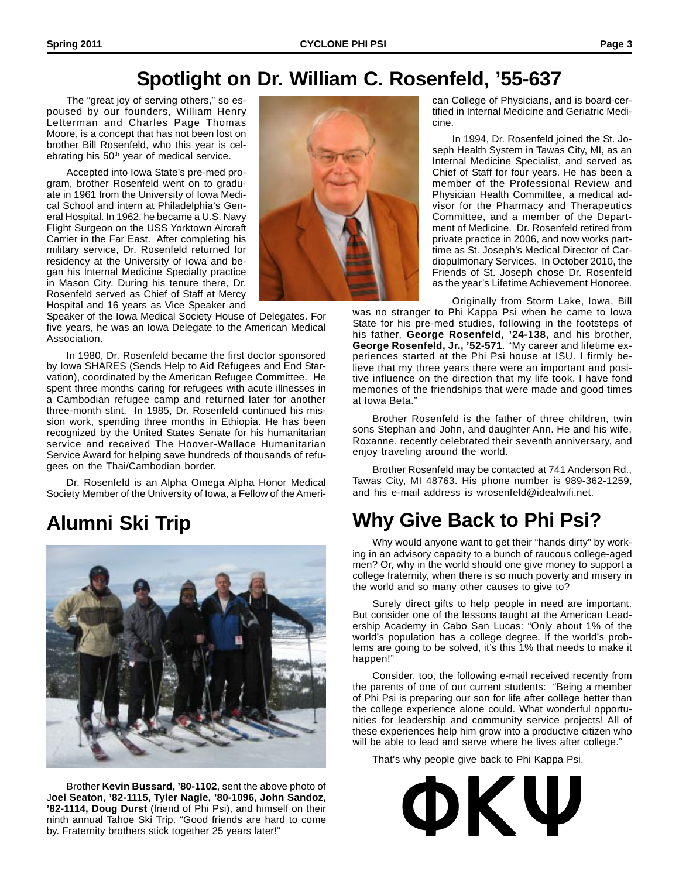## Spotlight on Dr. William C. Rosenfeld, '55-637

The "great joy of serving others," so espoused by our founders, William Henry Letterman and Charles Page Thomas Moore, is a concept that has not been lost on brother Bill Rosenfeld, who this year is celebrating his 50th year of medical service.

Accepted into Iowa State's pre-med program, brother Rosenfeld went on to graduate in 1961 from the University of Iowa Medical School and intern at Philadelphia's General Hospital. In 1962, he became a U.S. Navy Flight Surgeon on the USS Yorktown Aircraft Carrier in the Far East. After completing his military service, Dr. Rosenfeld returned for residency at the University of Iowa and began his Internal Medicine Specialty practice in Mason City. During his tenure there, Dr. Rosenfeld served as Chief of Staff at Mercy Hospital and 16 years as Vice Speaker and Speaker of the Iowa Medical Society House of Delegates. For five years, he was an Iowa Delegate to the American Medical Association.

In 1980, Dr. Rosenfeld became the first doctor sponsored by Iowa SHARES (Sends Help to Aid Refugees and End Starvation), coordinated by the American Refugee Committee. He spent three months caring for refugees with acute illnesses in a Cambodian refugee camp and returned later for another three-month stint. In 1985, Dr. Rosenfeld continued his mission work, spending three months in Ethiopia. He has been recognized by the United States Senate for his humanitarian service and received The Hoover-Wallace Humanitarian Service Award for helping save hundreds of thousands of refugees on the Thai/Cambodian border.

Dr. Rosenfeld is an Alpha Omega Alpha Honor Medical Society Member of the University of Iowa, a Fellow of the American College of Physicians, and is board-certified in Internal Medicine and Geriatric Medicine.

In 1994, Dr. Rosenfeld joined the St. Joseph Health System in Tawas City, MI, as an Internal Medicine Specialist, and served as Chief of Staff for four years. He has been a member of the Professional Review and Physician Health Committee, a medical advisor for the Pharmacy and Therapeutics Committee, and a member of the Department of Medicine. Dr. Rosenfeld retired from private practice in 2006, and now works part-time as St. Joseph's Medical Director of Cardiopulmonary Services. In October 2010, the Friends of St. Joseph chose Dr. Rosenfeld as the year's Lifetime Achievement Honoree.

Originally from Storm Lake, Iowa, Bill was no stranger to Phi Kappa Psi when he came to Iowa State for his pre-med studies, following in the footsteps of his father, **George Rosenfeld, '24-138,** and his brother, **George Rosenfeld, Jr., '52-571**. "My career and lifetime experiences started at the Phi Psi house at ISU. I firmly believe that my three years there were an important and positive influence on the direction that my life took. I have fond memories of the friendships that were made and good times at Iowa Beta."

Brother Rosenfeld is the father of three children, twin sons Stephan and John, and daughter Ann. He and his wife, Roxanne, recently celebrated their seventh anniversary, and enjoy traveling around the world.

Brother Rosenfeld may be contacted at 741 Anderson Rd., Tawas City, MI 48763. His phone number is 989-362-1259, and his e-mail address is wrosenfeld@idealwifi.net.

## Alumni Ski Trip

Brother **Kevin Bussard, '80-1102**, sent the above photo of J**oel Seaton, '82-1115, Tyler Nagle, '80-1096, John Sandoz, '82-1114, Doug Durst** (friend of Phi Psi), and himself on their ninth annual Tahoe Ski Trip. "Good friends are hard to come by. Fraternity brothers stick together 25 years later!"

## Why Give Back to Phi Psi?

Why would anyone want to get their "hands dirty" by working in an advisory capacity to a bunch of raucous college-aged men? Or, why in the world should one give money to support a college fraternity, when there is so much poverty and misery in the world and so many other causes to give to?

Surely direct gifts to help people in need are important. But consider one of the lessons taught at the American Leadership Academy in Cabo San Lucas: "Only about 1% of the world's population has a college degree. If the world's problems are going to be solved, it's this 1% that needs to make it happen!"

Consider, too, the following e-mail received recently from the parents of one of our current students: "Being a member of Phi Psi is preparing our son for life after college better than the college experience alone could. What wonderful opportunities for leadership and community service projects! All of these experiences help him grow into a productive citizen who will be able to lead and serve where he lives after college."

That's why people give back to Phi Kappa Psi.

**ΦΚΨ**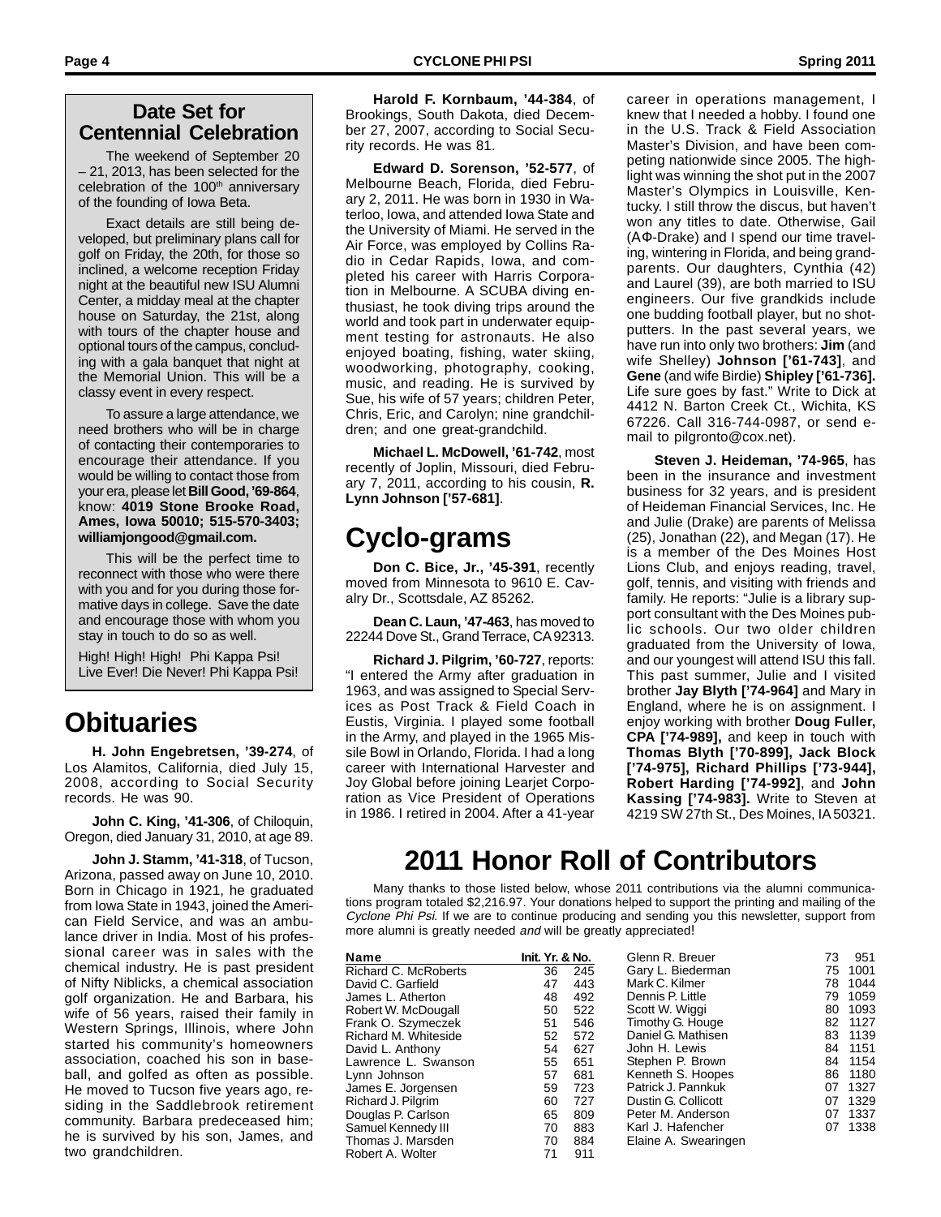## Date Set for Centennial Celebration

The weekend of September 20 – 21, 2013, has been selected for the celebration of the 100th anniversary of the founding of Iowa Beta.

Exact details are still being developed, but preliminary plans call for golf on Friday, the 20th, for those so inclined, a welcome reception Friday night at the beautiful new ISU Alumni Center, a midday meal at the chapter house on Saturday, the 21st, along with tours of the chapter house and optional tours of the campus, concluding with a gala banquet that night at the Memorial Union. This will be a classy event in every respect.

To assure a large attendance, we need brothers who will be in charge of contacting their contemporaries to encourage their attendance. If you would be willing to contact those from your era, please let **Bill Good, '69-864**, know: **4019 Stone Brooke Road, Ames, Iowa 50010; 515-570-3403; williamjongood@gmail.com.**

This will be the perfect time to reconnect with those who were there with you and for you during those formative days in college. Save the date and encourage those with whom you stay in touch to do so as well.

High! High! High! Phi Kappa Psi!
Live Ever! Die Never! Phi Kappa Psi!

# Obituaries

**H. John Engebretsen, '39-274**, of Los Alamitos, California, died July 15, 2008, according to Social Security records. He was 90.

**John C. King, '41-306**, of Chiloquin, Oregon, died January 31, 2010, at age 89.

**John J. Stamm, '41-318**, of Tucson, Arizona, passed away on June 10, 2010. Born in Chicago in 1921, he graduated from Iowa State in 1943, joined the American Field Service, and was an ambulance driver in India. Most of his professional career was in sales with the chemical industry. He is past president of Nifty Niblicks, a chemical association golf organization. He and Barbara, his wife of 56 years, raised their family in Western Springs, Illinois, where John started his community's homeowners association, coached his son in baseball, and golfed as often as possible. He moved to Tucson five years ago, residing in the Saddlebrook retirement community. Barbara predeceased him; he is survived by his son, James, and two grandchildren.

**Harold F. Kornbaum, '44-384**, of Brookings, South Dakota, died December 27, 2007, according to Social Security records. He was 81.

**Edward D. Sorenson, '52-577**, of Melbourne Beach, Florida, died February 2, 2011. He was born in 1930 in Waterloo, Iowa, and attended Iowa State and the University of Miami. He served in the Air Force, was employed by Collins Radio in Cedar Rapids, Iowa, and completed his career with Harris Corporation in Melbourne. A SCUBA diving enthusiast, he took diving trips around the world and took part in underwater equipment testing for astronauts. He also enjoyed boating, fishing, water skiing, woodworking, photography, cooking, music, and reading. He is survived by Sue, his wife of 57 years; children Peter, Chris, Eric, and Carolyn; nine grandchildren; and one great-grandchild.

**Michael L. McDowell, '61-742**, most recently of Joplin, Missouri, died February 7, 2011, according to his cousin, **R. Lynn Johnson ['57-681]**.

# Cyclo-grams

**Don C. Bice, Jr., '45-391**, recently moved from Minnesota to 9610 E. Cavalry Dr., Scottsdale, AZ 85262.

**Dean C. Laun, '47-463**, has moved to 22244 Dove St., Grand Terrace, CA 92313.

**Richard J. Pilgrim, '60-727**, reports: "I entered the Army after graduation in 1963, and was assigned to Special Services as Post Track & Field Coach in Eustis, Virginia. I played some football in the Army, and played in the 1965 Missile Bowl in Orlando, Florida. I had a long career with International Harvester and Joy Global before joining Learjet Corporation as Vice President of Operations in 1986. I retired in 2004. After a 41-year career in operations management, I knew that I needed a hobby. I found one in the U.S. Track & Field Association Master's Division, and have been competing nationwide since 2005. The highlight was winning the shot put in the 2007 Master's Olympics in Louisville, Kentucky. I still throw the discus, but haven't won any titles to date. Otherwise, Gail (AΦ-Drake) and I spend our time traveling, wintering in Florida, and being grandparents. Our daughters, Cynthia (42) and Laurel (39), are both married to ISU engineers. Our five grandkids include one budding football player, but no shot-putters. In the past several years, we have run into only two brothers: **Jim** (and wife Shelley) **Johnson ['61-743]**, and **Gene** (and wife Birdie) **Shipley ['61-736].** Life sure goes by fast." Write to Dick at 4412 N. Barton Creek Ct., Wichita, KS 67226. Call 316-744-0987, or send e-mail to pilgronto@cox.net).

**Steven J. Heideman, '74-965**, has been in the insurance and investment business for 32 years, and is president of Heideman Financial Services, Inc. He and Julie (Drake) are parents of Melissa (25), Jonathan (22), and Megan (17). He is a member of the Des Moines Host Lions Club, and enjoys reading, travel, golf, tennis, and visiting with friends and family. He reports: "Julie is a library support consultant with the Des Moines public schools. Our two older children graduated from the University of Iowa, and our youngest will attend ISU this fall. This past summer, Julie and I visited brother **Jay Blyth ['74-964]** and Mary in England, where he is on assignment. I enjoy working with brother **Doug Fuller, CPA ['74-989],** and keep in touch with **Thomas Blyth ['70-899], Jack Block ['74-975], Richard Phillips ['73-944], Robert Harding ['74-992]**, and **John Kassing ['74-983].** Write to Steven at 4219 SW 27th St., Des Moines, IA 50321.

# 2011 Honor Roll of Contributors

Many thanks to those listed below, whose 2011 contributions via the alumni communications program totaled $2,216.97. Your donations helped to support the printing and mailing of the *Cyclone Phi Psi*. If we are to continue producing and sending you this newsletter, support from more alumni is greatly needed *and* will be greatly appreciated!

| Name | Init. Yr. | No. |
|---|---|---|
| Richard C. McRoberts | 36 | 245 |
| David C. Garfield | 47 | 443 |
| James L. Atherton | 48 | 492 |
| Robert W. McDougall | 50 | 522 |
| Frank O. Szymeczek | 51 | 546 |
| Richard M. Whiteside | 52 | 572 |
| David L. Anthony | 54 | 627 |
| Lawrence L. Swanson | 55 | 651 |
| Lynn Johnson | 57 | 681 |
| James E. Jorgensen | 59 | 723 |
| Richard J. Pilgrim | 60 | 727 |
| Douglas P. Carlson | 65 | 809 |
| Samuel Kennedy III | 70 | 883 |
| Thomas J. Marsden | 70 | 884 |
| Robert A. Wolter | 71 | 911 |
| Glenn R. Breuer | 73 | 951 |
| Gary L. Biederman | 75 | 1001 |
| Mark C. Kilmer | 78 | 1044 |
| Dennis P. Little | 79 | 1059 |
| Scott W. Wiggi | 80 | 1093 |
| Timothy G. Houge | 82 | 1127 |
| Daniel G. Mathisen | 83 | 1139 |
| John H. Lewis | 84 | 1151 |
| Stephen P. Brown | 84 | 1154 |
| Kenneth S. Hoopes | 86 | 1180 |
| Patrick J. Pannkuk | 07 | 1327 |
| Dustin G. Collicott | 07 | 1329 |
| Peter M. Anderson | 07 | 1337 |
| Karl J. Hafencher | 07 | 1338 |
| Elaine A. Swearingen | | |